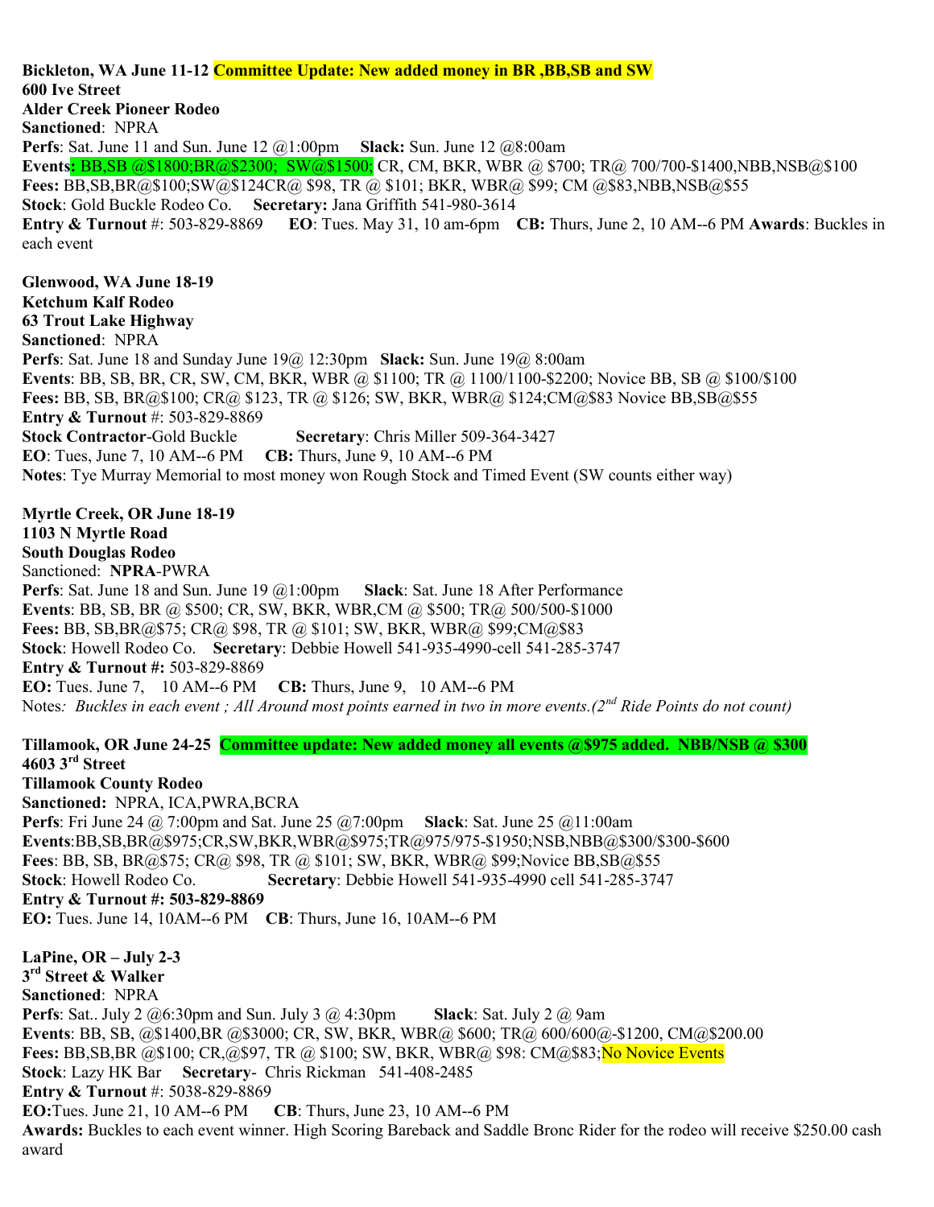**Bickleton, WA June 11-12 Committee Update: New added money in BR ,BB,SB and SW**
**600 Ive Street**
**Alder Creek Pioneer Rodeo**
**Sanctioned**: NPRA
**Perfs**: Sat. June 11 and Sun. June 12 @1:00pm **Slack:** Sun. June 12 @8:00am
**Events**: BB,SB @$1800;BR@$2300; SW@$1500; CR, CM, BKR, WBR @ $700; TR@ 700/700-$1400,NBB,NSB@$100
**Fees:** BB,SB,BR@$100;SW@$124CR@ $98, TR @ $101; BKR, WBR@ $99; CM @$83,NBB,NSB@$55
**Stock**: Gold Buckle Rodeo Co. **Secretary:** Jana Griffith 541-980-3614
**Entry & Turnout** #: 503-829-8869 **EO**: Tues. May 31, 10 am-6pm **CB:** Thurs, June 2, 10 AM--6 PM **Awards**: Buckles in each event

**Glenwood, WA June 18-19**
**Ketchum Kalf Rodeo**
**63 Trout Lake Highway**
**Sanctioned**: NPRA
**Perfs**: Sat. June 18 and Sunday June 19@ 12:30pm **Slack:** Sun. June 19@ 8:00am
**Events**: BB, SB, BR, CR, SW, CM, BKR, WBR @ $1100; TR @ 1100/1100-$2200; Novice BB, SB @ $100/$100
**Fees:** BB, SB, BR@$100; CR@ $123, TR @ $126; SW, BKR, WBR@ $124;CM@$83 Novice BB,SB@$55
**Entry & Turnout** #: 503-829-8869
**Stock Contractor**-Gold Buckle **Secretary**: Chris Miller 509-364-3427
**EO**: Tues, June 7, 10 AM--6 PM **CB:** Thurs, June 9, 10 AM--6 PM
**Notes**: Tye Murray Memorial to most money won Rough Stock and Timed Event (SW counts either way)

**Myrtle Creek, OR June 18-19**
**1103 N Myrtle Road**
**South Douglas Rodeo**
Sanctioned: **NPRA**-PWRA
**Perfs**: Sat. June 18 and Sun. June 19 @1:00pm **Slack**: Sat. June 18 After Performance
**Events**: BB, SB, BR @ $500; CR, SW, BKR, WBR,CM @ $500; TR@ 500/500-$1000
**Fees:** BB, SB,BR@$75; CR@ $98, TR @ $101; SW, BKR, WBR@ $99;CM@$83
**Stock**: Howell Rodeo Co. **Secretary**: Debbie Howell 541-935-4990-cell 541-285-3747
**Entry & Turnout #:** 503-829-8869
**EO:** Tues. June 7, 10 AM--6 PM **CB:** Thurs, June 9, 10 AM--6 PM
Notes*: Buckles in each event ; All Around most points earned in two in more events.(2nd Ride Points do not count)*

**Tillamook, OR June 24-25 Committee update: New added money all events @$975 added. NBB/NSB @ $300**
**4603 3rd Street**
**Tillamook County Rodeo**
**Sanctioned:** NPRA, ICA,PWRA,BCRA
**Perfs**: Fri June 24 @ 7:00pm and Sat. June 25 @7:00pm **Slack**: Sat. June 25 @11:00am
**Events**:BB,SB,BR@$975;CR,SW,BKR,WBR@$975;TR@975/975-$1950;NSB,NBB@$300/$300-$600
**Fees**: BB, SB, BR@$75; CR@ $98, TR @ $101; SW, BKR, WBR@ $99;Novice BB,SB@$55
**Stock**: Howell Rodeo Co. **Secretary**: Debbie Howell 541-935-4990 cell 541-285-3747
**Entry & Turnout #: 503-829-8869**
**EO:** Tues. June 14, 10AM--6 PM **CB**: Thurs, June 16, 10AM--6 PM

**LaPine, OR – July 2-3**
**3rd Street & Walker**
**Sanctioned**: NPRA
**Perfs**: Sat.. July 2 @6:30pm and Sun. July 3 @ 4:30pm **Slack**: Sat. July 2 @ 9am
**Events**: BB, SB, @$1400,BR @$3000; CR, SW, BKR, WBR@ $600; TR@ 600/600@-$1200, CM@$200.00
**Fees:** BB,SB,BR @$100; CR,@$97, TR @ $100; SW, BKR, WBR@ $98: CM@$83;No Novice Events
**Stock**: Lazy HK Bar **Secretary**- Chris Rickman 541-408-2485
**Entry & Turnout** #: 5038-829-8869
**EO:**Tues. June 21, 10 AM--6 PM **CB**: Thurs, June 23, 10 AM--6 PM
**Awards:** Buckles to each event winner. High Scoring Bareback and Saddle Bronc Rider for the rodeo will receive $250.00 cash award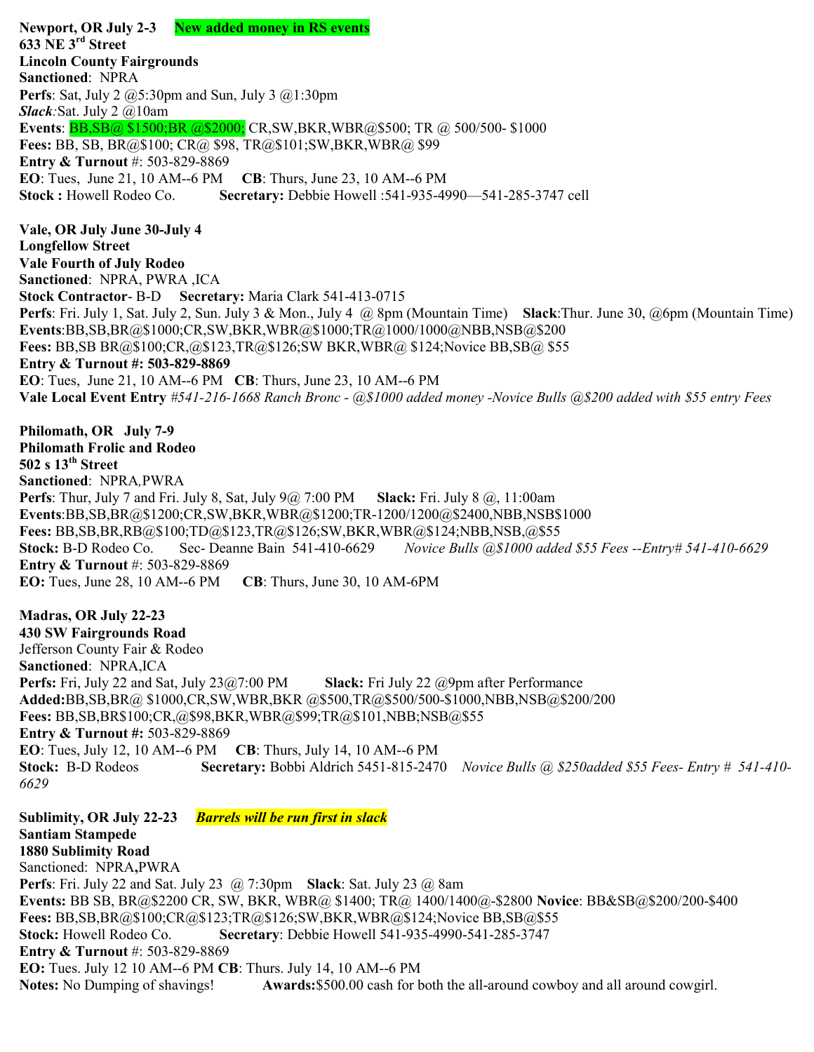**Newport, OR July 2-3** **New added money in RS events**
**633 NE 3rd Street**
**Lincoln County Fairgrounds**
**Sanctioned**: NPRA
**Perfs**: Sat, July 2 @5:30pm and Sun, July 3 @1:30pm
***Slack***:Sat. July 2 @10am
**Events**: BB,SB@ $1500;BR @$2000; CR,SW,BKR,WBR@$500; TR @ 500/500- $1000
**Fees:** BB, SB, BR@$100; CR@ $98, TR@$101;SW,BKR,WBR@ $99
**Entry & Turnout** #: 503-829-8869
**EO**: Tues, June 21, 10 AM--6 PM **CB**: Thurs, June 23, 10 AM--6 PM
**Stock :** Howell Rodeo Co. **Secretary:** Debbie Howell :541-935-4990—541-285-3747 cell

**Vale, OR July June 30-July 4**
**Longfellow Street**
**Vale Fourth of July Rodeo**
**Sanctioned**: NPRA, PWRA ,ICA
**Stock Contractor**- B-D **Secretary:** Maria Clark 541-413-0715
**Perfs**: Fri. July 1, Sat. July 2, Sun. July 3 & Mon., July 4 @ 8pm (Mountain Time) **Slack**:Thur. June 30, @6pm (Mountain Time)
**Events**:BB,SB,BR@$1000;CR,SW,BKR,WBR@$1000;TR@1000/1000@NBB,NSB@$200
**Fees:** BB,SB BR@$100;CR,@$123,TR@$126;SW BKR,WBR@ $124;Novice BB,SB@ $55
**Entry & Turnout #: 503-829-8869**
**EO**: Tues, June 21, 10 AM--6 PM **CB**: Thurs, June 23, 10 AM--6 PM
**Vale Local Event Entry** *#541-216-1668 Ranch Bronc - @$1000 added money -Novice Bulls @$200 added with $55 entry Fees*

**Philomath, OR July 7-9**
**Philomath Frolic and Rodeo**
**502 s 13th Street**
**Sanctioned**: NPRA*,*PWRA
**Perfs**: Thur, July 7 and Fri. July 8, Sat, July 9@ 7:00 PM **Slack:** Fri. July 8 @, 11:00am
**Events**:BB,SB,BR@$1200;CR,SW,BKR,WBR@$1200;TR-1200/1200@$2400,NBB,NSB$1000
**Fees:** BB,SB,BR,RB@$100;TD@$123,TR@$126;SW,BKR,WBR@$124;NBB,NSB,@$55
**Stock:** B-D Rodeo Co. Sec- Deanne Bain 541-410-6629 *Novice Bulls @$1000 added $55 Fees --Entry# 541-410-6629*
**Entry & Turnout** #: 503-829-8869
**EO:** Tues, June 28, 10 AM--6 PM **CB**: Thurs, June 30, 10 AM-6PM

**Madras, OR July 22-23**
**430 SW Fairgrounds Road**
Jefferson County Fair & Rodeo
**Sanctioned**: NPRA,ICA
**Perfs:** Fri, July 22 and Sat, July 23@7:00 PM **Slack:** Fri July 22 @9pm after Performance
**Added:**BB,SB,BR@ $1000,CR,SW,WBR,BKR @$500,TR@$500/500-$1000,NBB,NSB@$200/200
**Fees:** BB,SB,BR$100;CR,@$98,BKR,WBR@$99;TR@$101,NBB;NSB@$55
**Entry & Turnout #:** 503-829-8869
**EO**: Tues, July 12, 10 AM--6 PM **CB**: Thurs, July 14, 10 AM--6 PM
**Stock:** B-D Rodeos **Secretary:** Bobbi Aldrich 5451-815-2470 *Novice Bulls @ $250added $55 Fees- Entry # 541-410-6629*

**Sublimity, OR July 22-23** ***Barrels will be run first in slack***
**Santiam Stampede**
**1880 Sublimity Road**
Sanctioned: NPRA**,**PWRA
**Perfs**: Fri. July 22 and Sat. July 23 @ 7:30pm **Slack**: Sat. July 23 @ 8am
**Events:** BB SB, BR@$2200 CR, SW, BKR, WBR@ $1400; TR@ 1400/1400@-$2800 **Novice**: BB&SB@$200/200-$400
**Fees:** BB,SB,BR@$100;CR@$123;TR@$126;SW,BKR,WBR@$124;Novice BB,SB@$55
**Stock:** Howell Rodeo Co. **Secretary**: Debbie Howell 541-935-4990-541-285-3747
**Entry & Turnout** #: 503-829-8869
**EO:** Tues. July 12 10 AM--6 PM **CB**: Thurs. July 14, 10 AM--6 PM
**Notes:** No Dumping of shavings! **Awards:**$500.00 cash for both the all-around cowboy and all around cowgirl.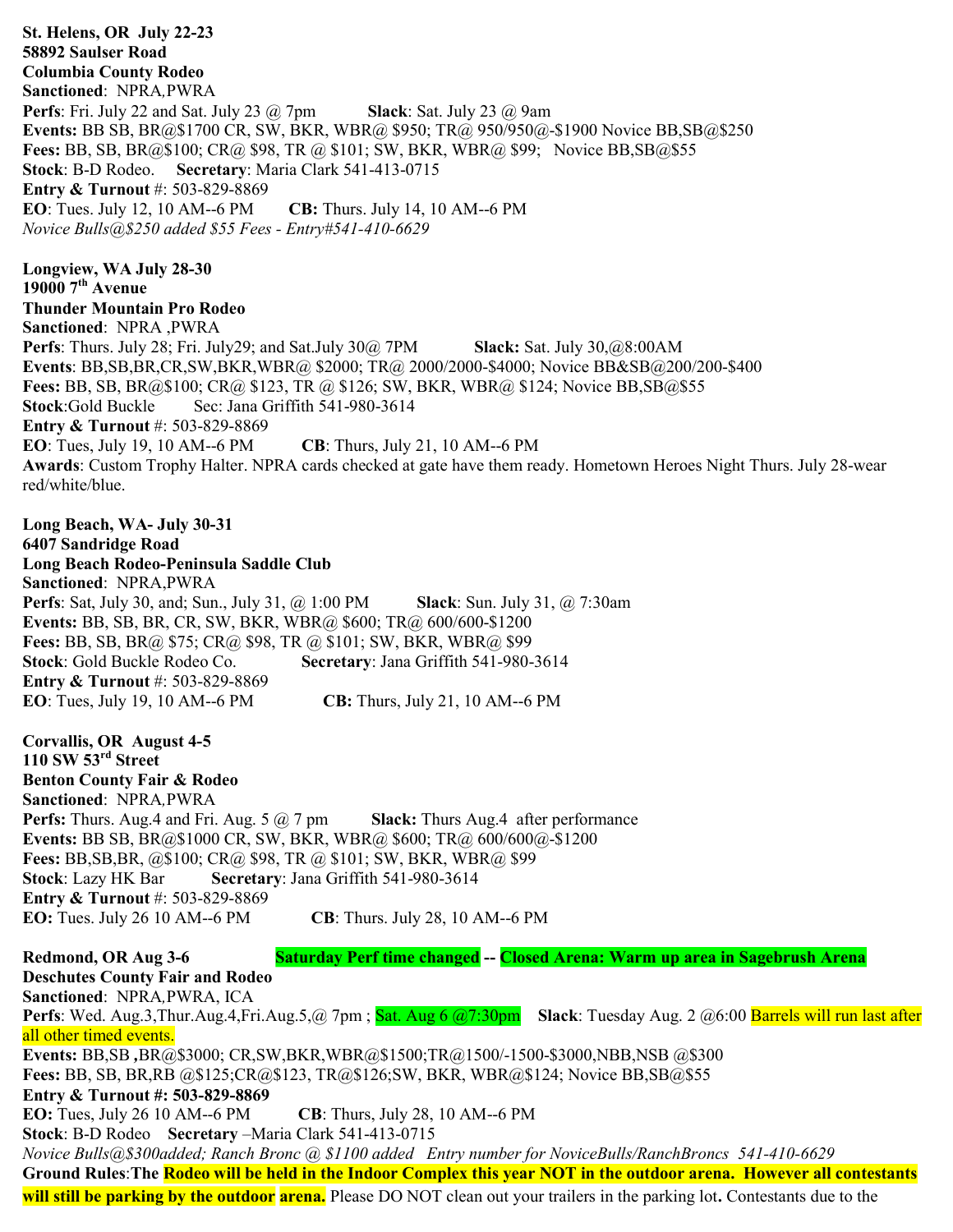**St. Helens, OR  July 22-23**
**58892 Saulser Road**
**Columbia County Rodeo**
**Sanctioned**:  NPRA,PWRA
**Perfs**: Fri. July 22 and Sat. July 23 @ 7pm   **Slack**: Sat. July 23 @ 9am
**Events:** BB SB, BR@$1700 CR, SW, BKR, WBR@ $950; TR@ 950/950@-$1900 Novice BB,SB@$250
**Fees:** BB, SB, BR@$100; CR@ $98, TR @ $101; SW, BKR, WBR@ $99;   Novice BB,SB@$55
**Stock**: B-D Rodeo.   **Secretary**: Maria Clark 541-413-0715
**Entry & Turnout** #: 503-829-8869
**EO**: Tues. July 12, 10 AM--6 PM   **CB:** Thurs. July 14, 10 AM--6 PM
*Novice Bulls@$250 added $55 Fees - Entry#541-410-6629*

**Longview, WA July 28-30**
**19000 7th Avenue**
**Thunder Mountain Pro Rodeo**
**Sanctioned**:  NPRA ,PWRA
**Perfs**: Thurs. July 28; Fri. July29; and Sat.July 30@ 7PM   **Slack:** Sat. July 30,@8:00AM
**Events**: BB,SB,BR,CR,SW,BKR,WBR@ $2000; TR@ 2000/2000-$4000; Novice BB&SB@200/200-$400
**Fees:** BB, SB, BR@$100; CR@ $123, TR @ $126; SW, BKR, WBR@ $124; Novice BB,SB@$55
**Stock**:Gold Buckle   Sec: Jana Griffith 541-980-3614
**Entry & Turnout** #: 503-829-8869
**EO**: Tues, July 19, 10 AM--6 PM   **CB**: Thurs, July 21, 10 AM--6 PM
**Awards**: Custom Trophy Halter. NPRA cards checked at gate have them ready. Hometown Heroes Night Thurs. July 28-wear red/white/blue.

**Long Beach, WA- July 30-31**
**6407 Sandridge Road**
**Long Beach Rodeo-Peninsula Saddle Club**
**Sanctioned**:  NPRA,PWRA
**Perfs**: Sat, July 30, and; Sun., July 31, @ 1:00 PM   **Slack**: Sun. July 31, @ 7:30am
**Events:** BB, SB, BR, CR, SW, BKR, WBR@ $600; TR@ 600/600-$1200
**Fees:** BB, SB, BR@ $75; CR@ $98, TR @ $101; SW, BKR, WBR@ $99
**Stock**: Gold Buckle Rodeo Co.   **Secretary**: Jana Griffith 541-980-3614
**Entry & Turnout** #: 503-829-8869
**EO**: Tues, July 19, 10 AM--6 PM   **CB:** Thurs, July 21, 10 AM--6 PM

**Corvallis, OR  August 4-5**
**110 SW 53rd Street**
**Benton County Fair & Rodeo**
**Sanctioned**:  NPRA,PWRA
**Perfs:** Thurs. Aug.4 and Fri. Aug. 5 @ 7 pm   **Slack:** Thurs Aug.4  after performance
**Events:** BB SB, BR@$1000 CR, SW, BKR, WBR@ $600; TR@ 600/600@-$1200
**Fees:** BB,SB,BR, @$100; CR@ $98, TR @ $101; SW, BKR, WBR@ $99
**Stock**: Lazy HK Bar   **Secretary**: Jana Griffith 541-980-3614
**Entry & Turnout** #: 503-829-8869
**EO:** Tues. July 26 10 AM--6 PM   **CB**: Thurs. July 28, 10 AM--6 PM

**Redmond, OR Aug 3-6**   **Saturday Perf time changed -- Closed Arena: Warm up area in Sagebrush Arena**
**Deschutes County Fair and Rodeo**
**Sanctioned**:  NPRA,PWRA, ICA
**Perfs**: Wed. Aug.3,Thur.Aug.4,Fri.Aug.5,@ 7pm ; Sat. Aug 6 @7:30pm   **Slack**: Tuesday Aug. 2 @6:00 Barrels will run last after all other timed events.
**Events:** BB,SB **,**BR@$3000; CR,SW,BKR,WBR@$1500;TR@1500/-1500-$3000,NBB,NSB @$300
**Fees:** BB, SB, BR,RB @$125;CR@$123, TR@$126;SW, BKR, WBR@$124; Novice BB,SB@$55
**Entry & Turnout #: 503-829-8869**
**EO:** Tues, July 26 10 AM--6 PM   **CB**: Thurs, July 28, 10 AM--6 PM
**Stock**: B-D Rodeo   **Secretary** –Maria Clark 541-413-0715
*Novice Bulls@$300added; Ranch Bronc @ $1100 added   Entry number for NoviceBulls/RanchBroncs  541-410-6629*
**Ground Rules**:**The Rodeo will be held in the Indoor Complex this year NOT in the outdoor arena.  However all contestants will still be parking by the outdoor arena.** Please DO NOT clean out your trailers in the parking lot**.** Contestants due to the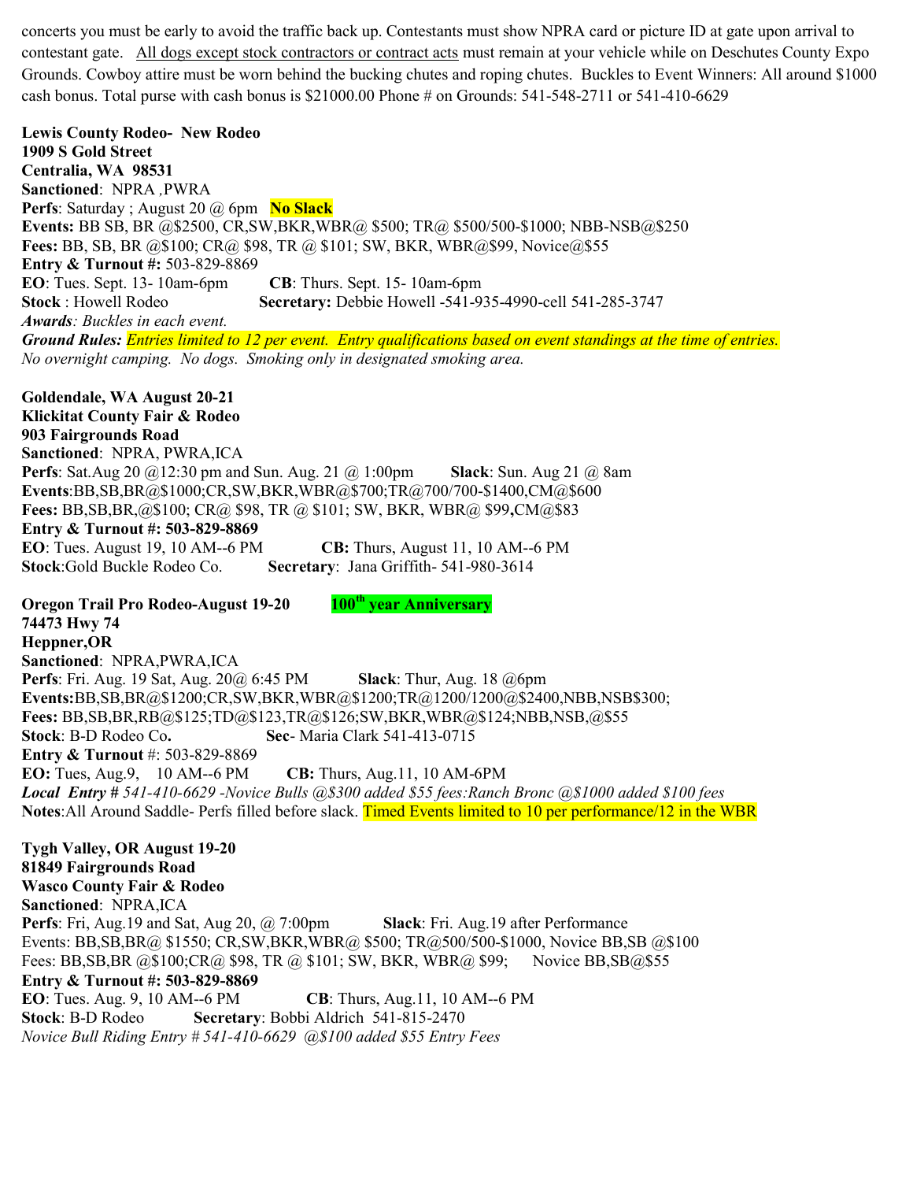concerts you must be early to avoid the traffic back up. Contestants must show NPRA card or picture ID at gate upon arrival to contestant gate. All dogs except stock contractors or contract acts must remain at your vehicle while on Deschutes County Expo Grounds. Cowboy attire must be worn behind the bucking chutes and roping chutes. Buckles to Event Winners: All around $1000 cash bonus. Total purse with cash bonus is $21000.00 Phone # on Grounds: 541-548-2711 or 541-410-6629

**Lewis County Rodeo- New Rodeo**
**1909 S Gold Street**
**Centralia, WA 98531**
**Sanctioned**: NPRA ,PWRA
**Perfs**: Saturday ; August 20 @ 6pm **No Slack**
**Events:** BB SB, BR @$2500, CR,SW,BKR,WBR@ $500; TR@ $500/500-$1000; NBB-NSB@$250
**Fees:** BB, SB, BR @$100; CR@ $98, TR @ $101; SW, BKR, WBR@$99, Novice@$55
**Entry & Turnout #:** 503-829-8869
**EO**: Tues. Sept. 13- 10am-6pm **CB**: Thurs. Sept. 15- 10am-6pm
**Stock** : Howell Rodeo **Secretary:** Debbie Howell -541-935-4990-cell 541-285-3747
*Awards: Buckles in each event.*
***Ground Rules:*** *Entries limited to 12 per event. Entry qualifications based on event standings at the time of entries.*
*No overnight camping. No dogs. Smoking only in designated smoking area.*

**Goldendale, WA August 20-21**
**Klickitat County Fair & Rodeo**
**903 Fairgrounds Road**
**Sanctioned**: NPRA, PWRA,ICA
**Perfs**: Sat.Aug 20 @12:30 pm and Sun. Aug. 21 @ 1:00pm **Slack**: Sun. Aug 21 @ 8am
**Events**:BB,SB,BR@$1000;CR,SW,BKR,WBR@$700;TR@700/700-$1400,CM@$600
**Fees:** BB,SB,BR,@$100; CR@ $98, TR @ $101; SW, BKR, WBR@ $99**,**CM@$83
**Entry & Turnout #: 503-829-8869**
**EO**: Tues. August 19, 10 AM--6 PM **CB:** Thurs, August 11, 10 AM--6 PM
**Stock**:Gold Buckle Rodeo Co. **Secretary**: Jana Griffith- 541-980-3614

**Oregon Trail Pro Rodeo-August 19-20** **100th year Anniversary**
**74473 Hwy 74**
**Heppner,OR**
**Sanctioned**: NPRA,PWRA,ICA
**Perfs**: Fri. Aug. 19 Sat, Aug. 20@ 6:45 PM **Slack**: Thur, Aug. 18 @6pm
**Events:**BB,SB,BR@$1200;CR,SW,BKR,WBR@$1200;TR@1200/1200@$2400,NBB,NSB$300;
**Fees:** BB,SB,BR,RB@$125;TD@$123,TR@$126;SW,BKR,WBR@$124;NBB,NSB,@$55
**Stock**: B-D Rodeo Co**.** **Sec**- Maria Clark 541-413-0715
**Entry & Turnout** #: 503-829-8869
**EO:** Tues, Aug.9, 10 AM--6 PM **CB:** Thurs, Aug.11, 10 AM-6PM
***Local Entry #*** *541-410-6629 -Novice Bulls @$300 added $55 fees:Ranch Bronc @$1000 added $100 fees*
**Notes**:All Around Saddle- Perfs filled before slack. Timed Events limited to 10 per performance/12 in the WBR

**Tygh Valley, OR August 19-20**
**81849 Fairgrounds Road**
**Wasco County Fair & Rodeo**
**Sanctioned**: NPRA,ICA
**Perfs**: Fri, Aug.19 and Sat, Aug 20, @ 7:00pm **Slack**: Fri. Aug.19 after Performance
Events: BB,SB,BR@ $1550; CR,SW,BKR,WBR@ $500; TR@500/500-$1000, Novice BB,SB @$100
Fees: BB,SB,BR @$100;CR@ $98, TR @ $101; SW, BKR, WBR@ $99; Novice BB,SB@$55
**Entry & Turnout #: 503-829-8869**
**EO**: Tues. Aug. 9, 10 AM--6 PM **CB**: Thurs, Aug.11, 10 AM--6 PM
**Stock**: B-D Rodeo **Secretary**: Bobbi Aldrich 541-815-2470
*Novice Bull Riding Entry # 541-410-6629 @$100 added $55 Entry Fees*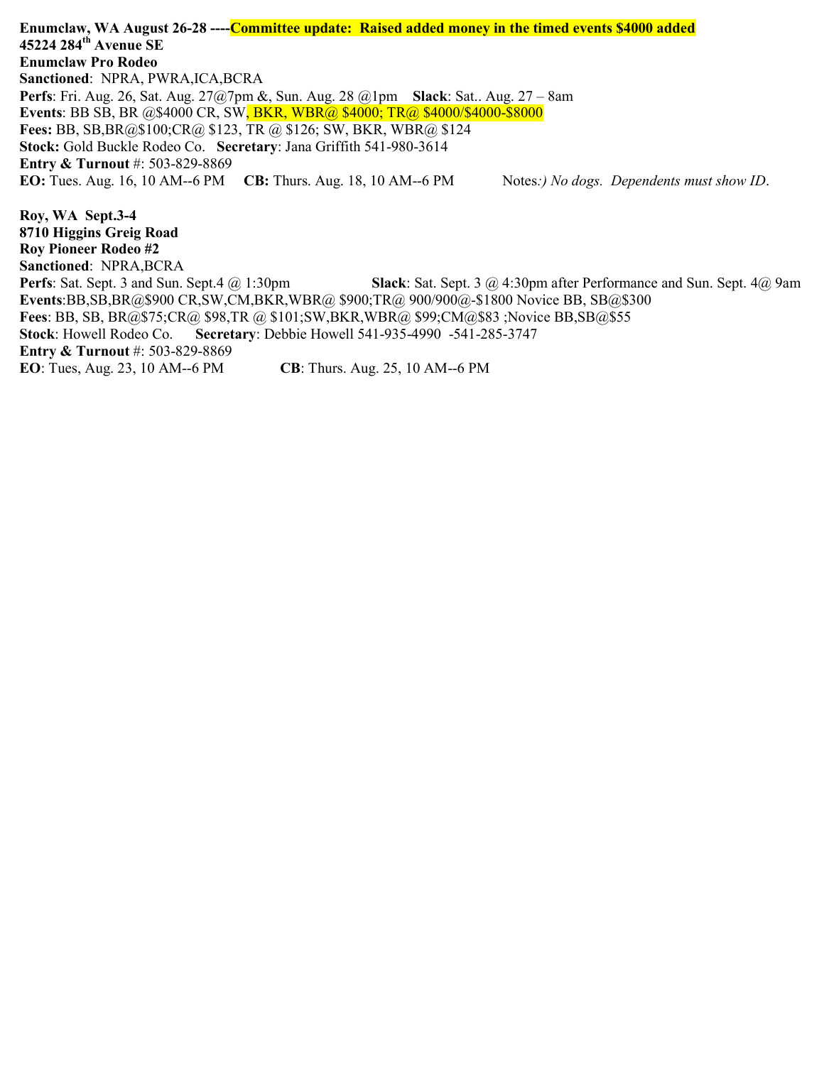**Enumclaw, WA August 26-28 ----Committee update: Raised added money in the timed events $4000 added**
**45224 284th Avenue SE**
**Enumclaw Pro Rodeo**
**Sanctioned**: NPRA, PWRA,ICA,BCRA
**Perfs**: Fri. Aug. 26, Sat. Aug. 27@7pm &, Sun. Aug. 28 @1pm **Slack**: Sat.. Aug. 27 – 8am
**Events**: BB SB, BR @$4000 CR, SW, BKR, WBR@ $4000; TR@ $4000/$4000-$8000
**Fees:** BB, SB,BR@$100;CR@ $123, TR @ $126; SW, BKR, WBR@ $124
**Stock:** Gold Buckle Rodeo Co. **Secretary**: Jana Griffith 541-980-3614
**Entry & Turnout** #: 503-829-8869
**EO:** Tues. Aug. 16, 10 AM--6 PM **CB:** Thurs. Aug. 18, 10 AM--6 PM Notes*:) No dogs. Dependents must show ID*.

**Roy, WA Sept.3-4**
**8710 Higgins Greig Road**
**Roy Pioneer Rodeo #2**
**Sanctioned**: NPRA,BCRA
**Perfs**: Sat. Sept. 3 and Sun. Sept.4 @ 1:30pm **Slack**: Sat. Sept. 3 @ 4:30pm after Performance and Sun. Sept. 4@ 9am
**Events**:BB,SB,BR@$900 CR,SW,CM,BKR,WBR@ $900;TR@ 900/900@-$1800 Novice BB, SB@$300
**Fees**: BB, SB, BR@$75;CR@ $98,TR @ $101;SW,BKR,WBR@ $99;CM@$83 ;Novice BB,SB@$55
**Stock**: Howell Rodeo Co. **Secretary**: Debbie Howell 541-935-4990 -541-285-3747
**Entry & Turnout** #: 503-829-8869
**EO**: Tues, Aug. 23, 10 AM--6 PM **CB**: Thurs. Aug. 25, 10 AM--6 PM